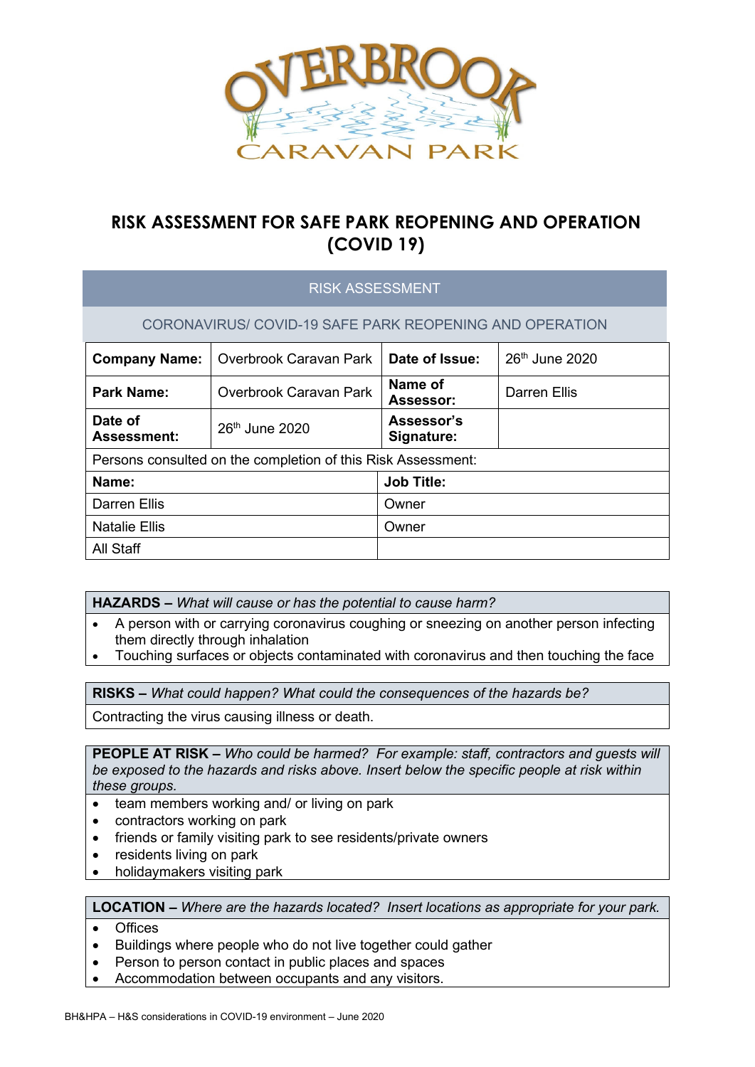# RISK ASSESSMENT FOR SAFE PARK REOPENING AND OPERATION (COVID 19)

## RISK ASSESSMENT

### CORONAVIRUS/ COVID-19 SAFE PARK REOPENING AND OPERATION

| **Company Name:** | Overbrook Caravan Park | **Date of Issue:** | 26th June 2020 |
|---|---|---|---|
| **Park Name:** | Overbrook Caravan Park | **Name of Assessor:** | Darren Ellis |
| **Date of Assessment:** | 26th June 2020 | **Assessor's Signature:** | |

Persons consulted on the completion of this Risk Assessment:

| **Name:** | **Job Title:** |
|---|---|
| Darren Ellis | Owner |
| Natalie Ellis | Owner |
| All Staff | |

**HAZARDS –** *What will cause or has the potential to cause harm?*

- A person with or carrying coronavirus coughing or sneezing on another person infecting them directly through inhalation
- Touching surfaces or objects contaminated with coronavirus and then touching the face

**RISKS –** *What could happen? What could the consequences of the hazards be?*

Contracting the virus causing illness or death.

**PEOPLE AT RISK –** *Who could be harmed? For example: staff, contractors and guests will be exposed to the hazards and risks above. Insert below the specific people at risk within these groups.*

- team members working and/ or living on park
- contractors working on park
- friends or family visiting park to see residents/private owners
- residents living on park
- holidaymakers visiting park

**LOCATION –** *Where are the hazards located? Insert locations as appropriate for your park.*

- Offices
- Buildings where people who do not live together could gather
- Person to person contact in public places and spaces
- Accommodation between occupants and any visitors.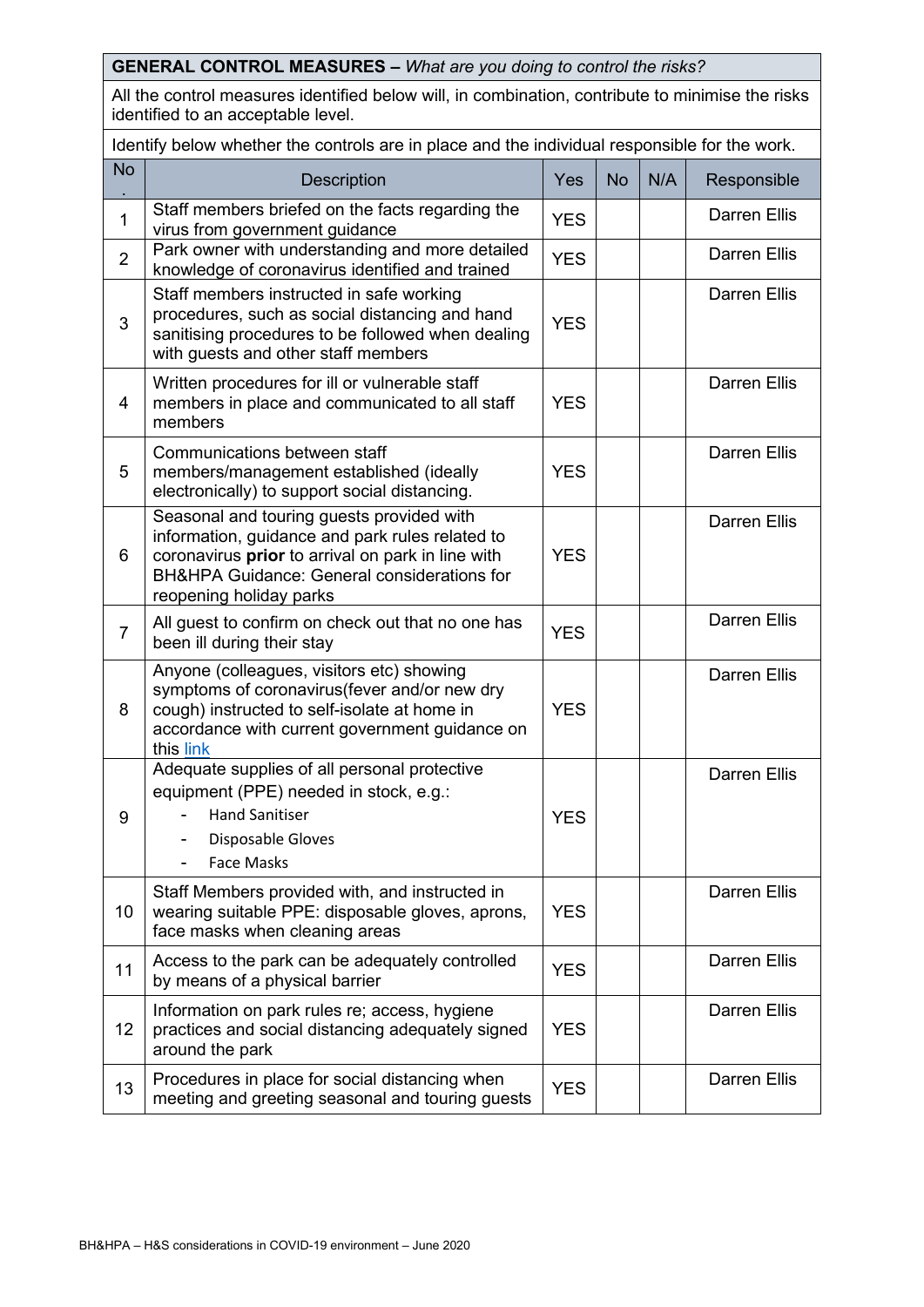| **GENERAL CONTROL MEASURES –** *What are you doing to control the risks?* | | | | | |
|---|---|---|---|---|---|
| All the control measures identified below will, in combination, contribute to minimise the risks identified to an acceptable level. | | | | | |
| Identify below whether the controls are in place and the individual responsible for the work. | | | | | |
| No. | Description | Yes | No | N/A | Responsible |
| 1 | Staff members briefed on the facts regarding the virus from government guidance | YES | | | Darren Ellis |
| 2 | Park owner with understanding and more detailed knowledge of coronavirus identified and trained | YES | | | Darren Ellis |
| 3 | Staff members instructed in safe working procedures, such as social distancing and hand sanitising procedures to be followed when dealing with guests and other staff members | YES | | | Darren Ellis |
| 4 | Written procedures for ill or vulnerable staff members in place and communicated to all staff members | YES | | | Darren Ellis |
| 5 | Communications between staff members/management established (ideally electronically) to support social distancing. | YES | | | Darren Ellis |
| 6 | Seasonal and touring guests provided with information, guidance and park rules related to coronavirus **prior** to arrival on park in line with BH&HPA Guidance: General considerations for reopening holiday parks | YES | | | Darren Ellis |
| 7 | All guest to confirm on check out that no one has been ill during their stay | YES | | | Darren Ellis |
| 8 | Anyone (colleagues, visitors etc) showing symptoms of coronavirus(fever and/or new dry cough) instructed to self-isolate at home in accordance with current government guidance on this link | YES | | | Darren Ellis |
| 9 | Adequate supplies of all personal protective equipment (PPE) needed in stock, e.g.: <br> - Hand Sanitiser <br> - Disposable Gloves <br> - Face Masks | YES | | | Darren Ellis |
| 10 | Staff Members provided with, and instructed in wearing suitable PPE: disposable gloves, aprons, face masks when cleaning areas | YES | | | Darren Ellis |
| 11 | Access to the park can be adequately controlled by means of a physical barrier | YES | | | Darren Ellis |
| 12 | Information on park rules re; access, hygiene practices and social distancing adequately signed around the park | YES | | | Darren Ellis |
| 13 | Procedures in place for social distancing when meeting and greeting seasonal and touring guests | YES | | | Darren Ellis |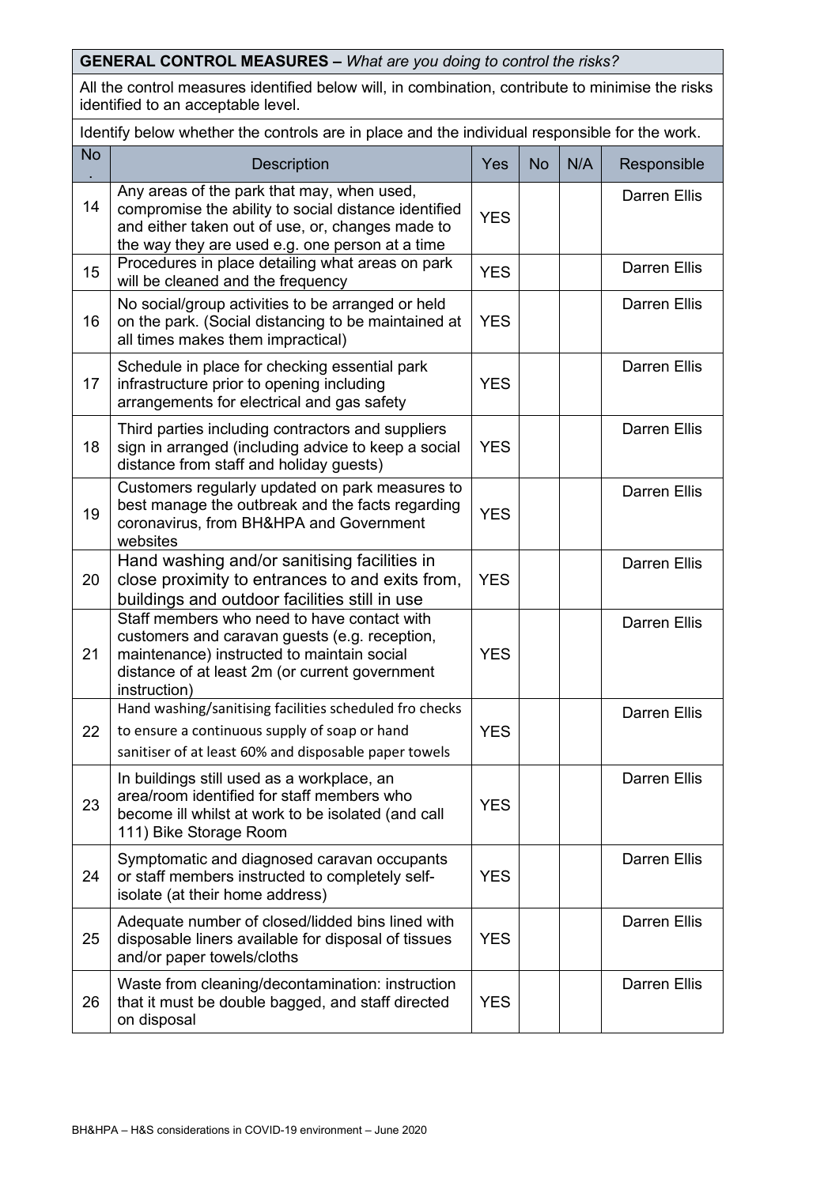| **GENERAL CONTROL MEASURES –** *What are you doing to control the risks?* | | | | | |
|---|---|---|---|---|---|
| All the control measures identified below will, in combination, contribute to minimise the risks identified to an acceptable level. | | | | | |
| Identify below whether the controls are in place and the individual responsible for the work. | | | | | |
| No. | Description | Yes | No | N/A | Responsible |
| 14 | Any areas of the park that may, when used, compromise the ability to social distance identified and either taken out of use, or, changes made to the way they are used e.g. one person at a time | YES | | | Darren Ellis |
| 15 | Procedures in place detailing what areas on park will be cleaned and the frequency | YES | | | Darren Ellis |
| 16 | No social/group activities to be arranged or held on the park. (Social distancing to be maintained at all times makes them impractical) | YES | | | Darren Ellis |
| 17 | Schedule in place for checking essential park infrastructure prior to opening including arrangements for electrical and gas safety | YES | | | Darren Ellis |
| 18 | Third parties including contractors and suppliers sign in arranged (including advice to keep a social distance from staff and holiday guests) | YES | | | Darren Ellis |
| 19 | Customers regularly updated on park measures to best manage the outbreak and the facts regarding coronavirus, from BH&HPA and Government websites | YES | | | Darren Ellis |
| 20 | Hand washing and/or sanitising facilities in close proximity to entrances to and exits from, buildings and outdoor facilities still in use | YES | | | Darren Ellis |
| 21 | Staff members who need to have contact with customers and caravan guests (e.g. reception, maintenance) instructed to maintain social distance of at least 2m (or current government instruction) | YES | | | Darren Ellis |
| 22 | Hand washing/sanitising facilities scheduled fro checks to ensure a continuous supply of soap or hand sanitiser of at least 60% and disposable paper towels | YES | | | Darren Ellis |
| 23 | In buildings still used as a workplace, an area/room identified for staff members who become ill whilst at work to be isolated (and call 111) Bike Storage Room | YES | | | Darren Ellis |
| 24 | Symptomatic and diagnosed caravan occupants or staff members instructed to completely self-isolate (at their home address) | YES | | | Darren Ellis |
| 25 | Adequate number of closed/lidded bins lined with disposable liners available for disposal of tissues and/or paper towels/cloths | YES | | | Darren Ellis |
| 26 | Waste from cleaning/decontamination: instruction that it must be double bagged, and staff directed on disposal | YES | | | Darren Ellis |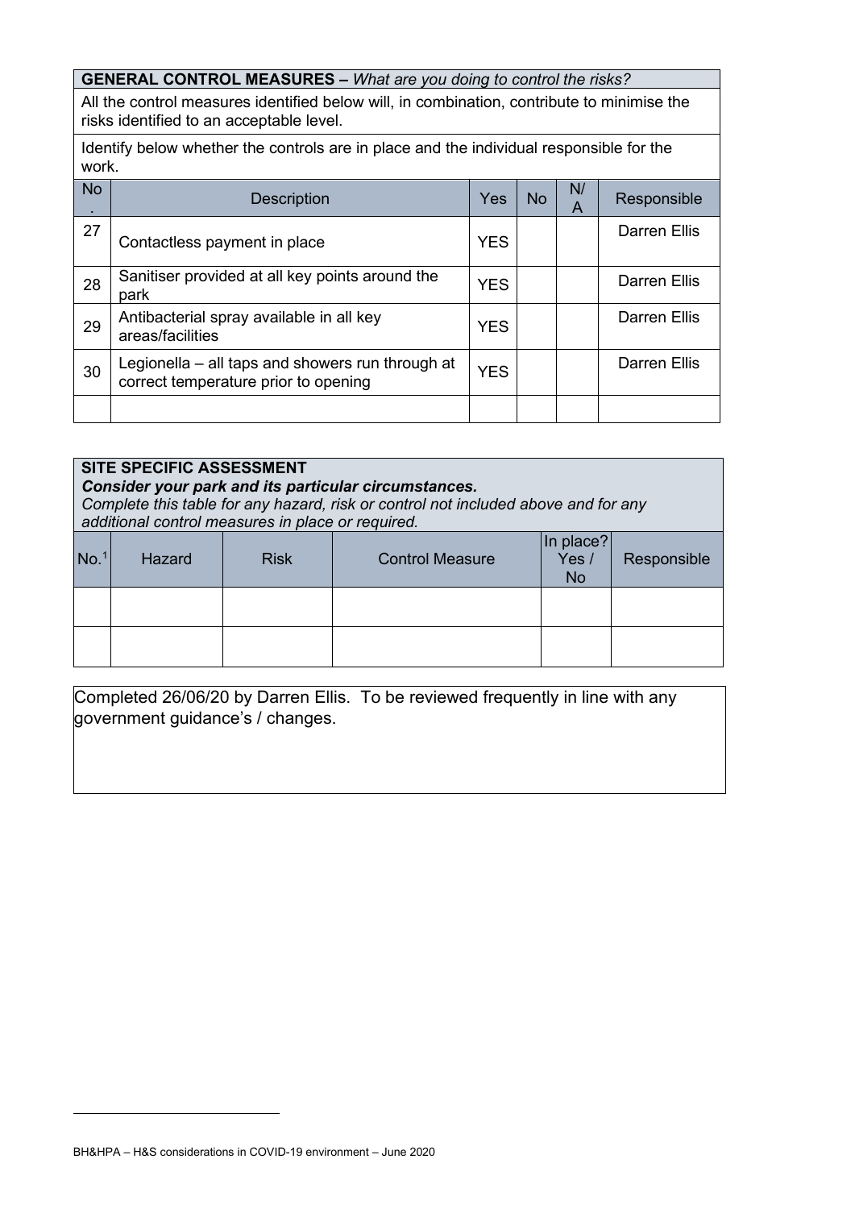| **GENERAL CONTROL MEASURES –** *What are you doing to control the risks?* | | | | | |
|---|---|---|---|---|---|
| All the control measures identified below will, in combination, contribute to minimise the risks identified to an acceptable level. | | | | | |
| Identify below whether the controls are in place and the individual responsible for the work. | | | | | |
| No. | Description | Yes | No | N/A | Responsible |
| 27 | Contactless payment in place | YES | | | Darren Ellis |
| 28 | Sanitiser provided at all key points around the park | YES | | | Darren Ellis |
| 29 | Antibacterial spray available in all key areas/facilities | YES | | | Darren Ellis |
| 30 | Legionella – all taps and showers run through at correct temperature prior to opening | YES | | | Darren Ellis |
| | | | | | |

| **SITE SPECIFIC ASSESSMENT** ***Consider your park and its particular circumstances.*** *Complete this table for any hazard, risk or control not included above and for any additional control measures in place or required.* | | | | | |
|---|---|---|---|---|---|
| No.[1] | Hazard | Risk | Control Measure | In place? Yes / No | Responsible |
| | | | | | |
| | | | | | |

Completed 26/06/20 by Darren Ellis. To be reviewed frequently in line with any government guidance's / changes.